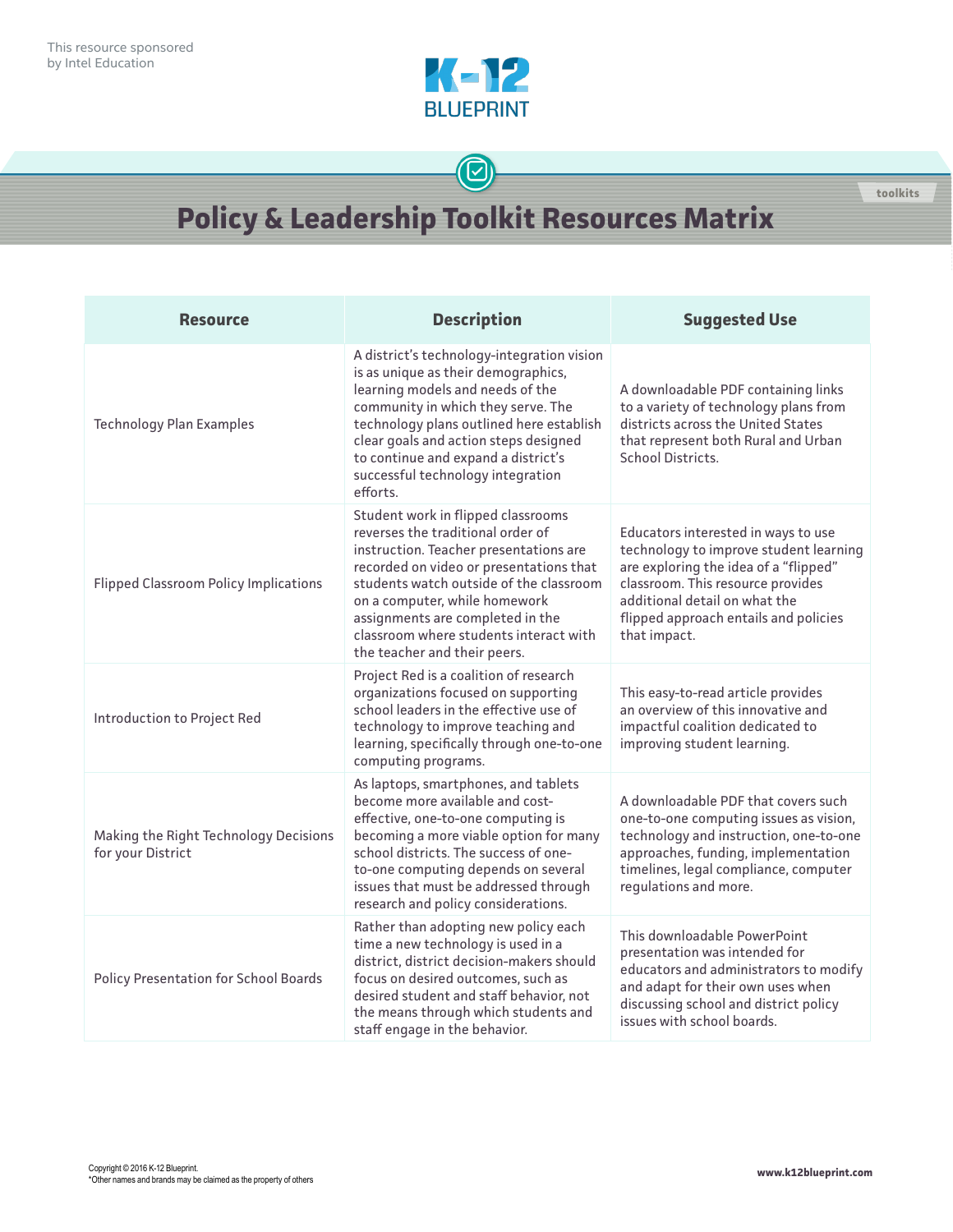This resource sponsored by Intel Education

K-12 BLUEPRINT

toolkits

# Policy & Leadership Toolkit Resources Matrix

| Resource | Description | Suggested Use |
| --- | --- | --- |
| Technology Plan Examples | A district's technology-integration vision is as unique as their demographics, learning models and needs of the community in which they serve. The technology plans outlined here establish clear goals and action steps designed to continue and expand a district's successful technology integration efforts. | A downloadable PDF containing links to a variety of technology plans from districts across the United States that represent both Rural and Urban School Districts. |
| Flipped Classroom Policy Implications | Student work in flipped classrooms reverses the traditional order of instruction. Teacher presentations are recorded on video or presentations that students watch outside of the classroom on a computer, while homework assignments are completed in the classroom where students interact with the teacher and their peers. | Educators interested in ways to use technology to improve student learning are exploring the idea of a "flipped" classroom. This resource provides additional detail on what the flipped approach entails and policies that impact. |
| Introduction to Project Red | Project Red is a coalition of research organizations focused on supporting school leaders in the effective use of technology to improve teaching and learning, specifically through one-to-one computing programs. | This easy-to-read article provides an overview of this innovative and impactful coalition dedicated to improving student learning. |
| Making the Right Technology Decisions for your District | As laptops, smartphones, and tablets become more available and cost-effective, one-to-one computing is becoming a more viable option for many school districts. The success of one-to-one computing depends on several issues that must be addressed through research and policy considerations. | A downloadable PDF that covers such one-to-one computing issues as vision, technology and instruction, one-to-one approaches, funding, implementation timelines, legal compliance, computer regulations and more. |
| Policy Presentation for School Boards | Rather than adopting new policy each time a new technology is used in a district, district decision-makers should focus on desired outcomes, such as desired student and staff behavior, not the means through which students and staff engage in the behavior. | This downloadable PowerPoint presentation was intended for educators and administrators to modify and adapt for their own uses when discussing school and district policy issues with school boards. |

Copyright © 2016 K-12 Blueprint.
*Other names and brands may be claimed as the property of others

www.k12blueprint.com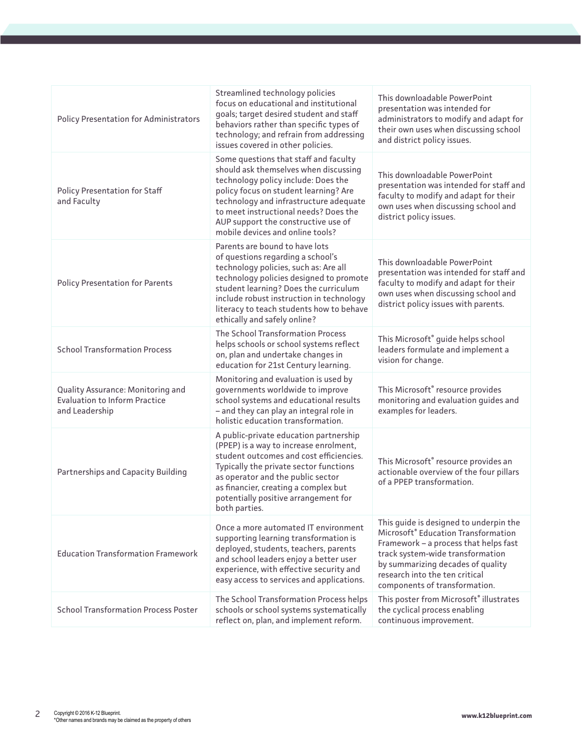| | | |
|---|---|---|
| Policy Presentation for Administrators | Streamlined technology policies focus on educational and institutional goals; target desired student and staff behaviors rather than specific types of technology; and refrain from addressing issues covered in other policies. | This downloadable PowerPoint presentation was intended for administrators to modify and adapt for their own uses when discussing school and district policy issues. |
| Policy Presentation for Staff and Faculty | Some questions that staff and faculty should ask themselves when discussing technology policy include: Does the policy focus on student learning? Are technology and infrastructure adequate to meet instructional needs? Does the AUP support the constructive use of mobile devices and online tools? | This downloadable PowerPoint presentation was intended for staff and faculty to modify and adapt for their own uses when discussing school and district policy issues. |
| Policy Presentation for Parents | Parents are bound to have lots of questions regarding a school's technology policies, such as: Are all technology policies designed to promote student learning? Does the curriculum include robust instruction in technology literacy to teach students how to behave ethically and safely online? | This downloadable PowerPoint presentation was intended for staff and faculty to modify and adapt for their own uses when discussing school and district policy issues with parents. |
| School Transformation Process | The School Transformation Process helps schools or school systems reflect on, plan and undertake changes in education for 21st Century learning. | This Microsoft* guide helps school leaders formulate and implement a vision for change. |
| Quality Assurance: Monitoring and Evaluation to Inform Practice and Leadership | Monitoring and evaluation is used by governments worldwide to improve school systems and educational results – and they can play an integral role in holistic education transformation. | This Microsoft* resource provides monitoring and evaluation guides and examples for leaders. |
| Partnerships and Capacity Building | A public-private education partnership (PPEP) is a way to increase enrolment, student outcomes and cost efficiencies. Typically the private sector functions as operator and the public sector as financier, creating a complex but potentially positive arrangement for both parties. | This Microsoft* resource provides an actionable overview of the four pillars of a PPEP transformation. |
| Education Transformation Framework | Once a more automated IT environment supporting learning transformation is deployed, students, teachers, parents and school leaders enjoy a better user experience, with effective security and easy access to services and applications. | This guide is designed to underpin the Microsoft* Education Transformation Framework – a process that helps fast track system-wide transformation by summarizing decades of quality research into the ten critical components of transformation. |
| School Transformation Process Poster | The School Transformation Process helps schools or school systems systematically reflect on, plan, and implement reform. | This poster from Microsoft* illustrates the cyclical process enabling continuous improvement. |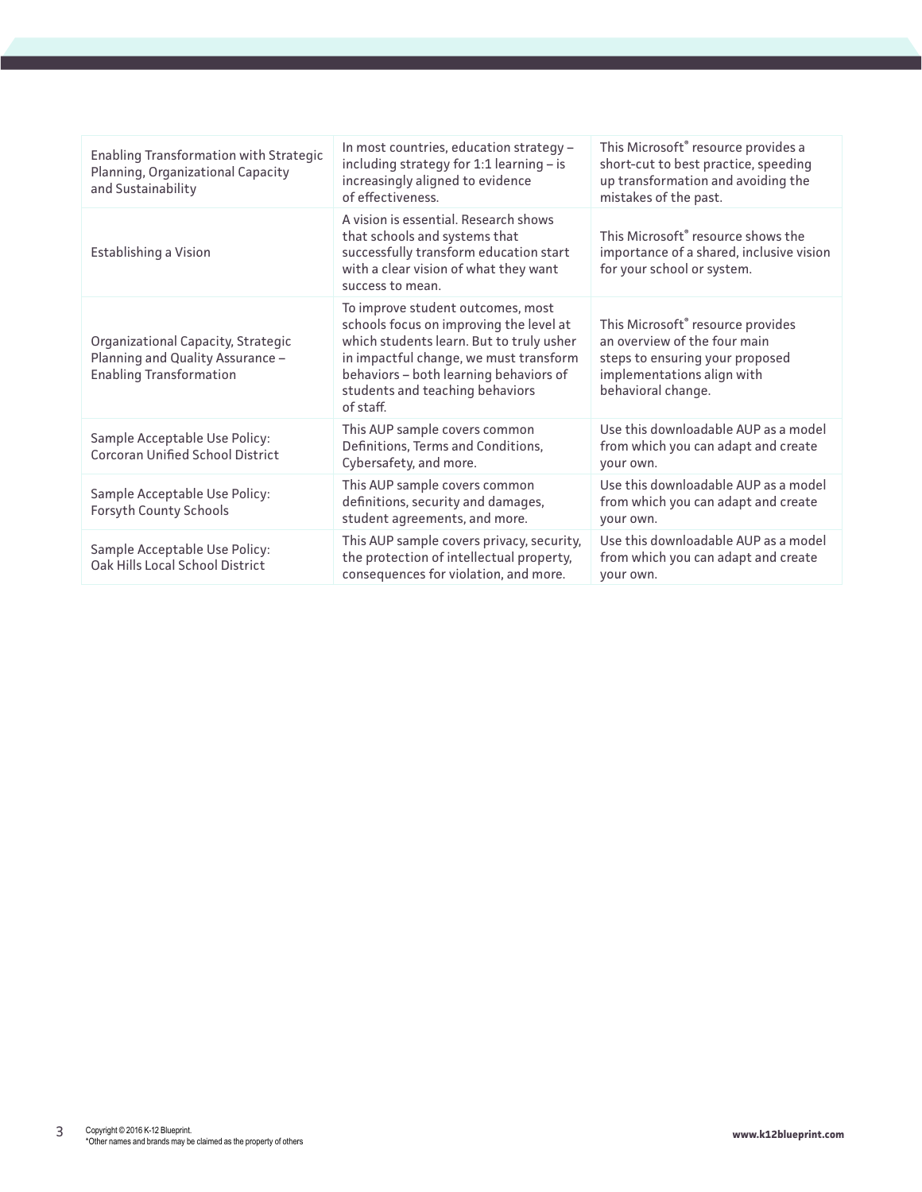| | | |
|---|---|---|
| Enabling Transformation with Strategic Planning, Organizational Capacity and Sustainability | In most countries, education strategy – including strategy for 1:1 learning – is increasingly aligned to evidence of effectiveness. | This Microsoft® resource provides a short-cut to best practice, speeding up transformation and avoiding the mistakes of the past. |
| Establishing a Vision | A vision is essential. Research shows that schools and systems that successfully transform education start with a clear vision of what they want success to mean. | This Microsoft® resource shows the importance of a shared, inclusive vision for your school or system. |
| Organizational Capacity, Strategic Planning and Quality Assurance – Enabling Transformation | To improve student outcomes, most schools focus on improving the level at which students learn. But to truly usher in impactful change, we must transform behaviors – both learning behaviors of students and teaching behaviors of staff. | This Microsoft® resource provides an overview of the four main steps to ensuring your proposed implementations align with behavioral change. |
| Sample Acceptable Use Policy: Corcoran Unified School District | This AUP sample covers common Definitions, Terms and Conditions, Cybersafety, and more. | Use this downloadable AUP as a model from which you can adapt and create your own. |
| Sample Acceptable Use Policy: Forsyth County Schools | This AUP sample covers common definitions, security and damages, student agreements, and more. | Use this downloadable AUP as a model from which you can adapt and create your own. |
| Sample Acceptable Use Policy: Oak Hills Local School District | This AUP sample covers privacy, security, the protection of intellectual property, consequences for violation, and more. | Use this downloadable AUP as a model from which you can adapt and create your own. |